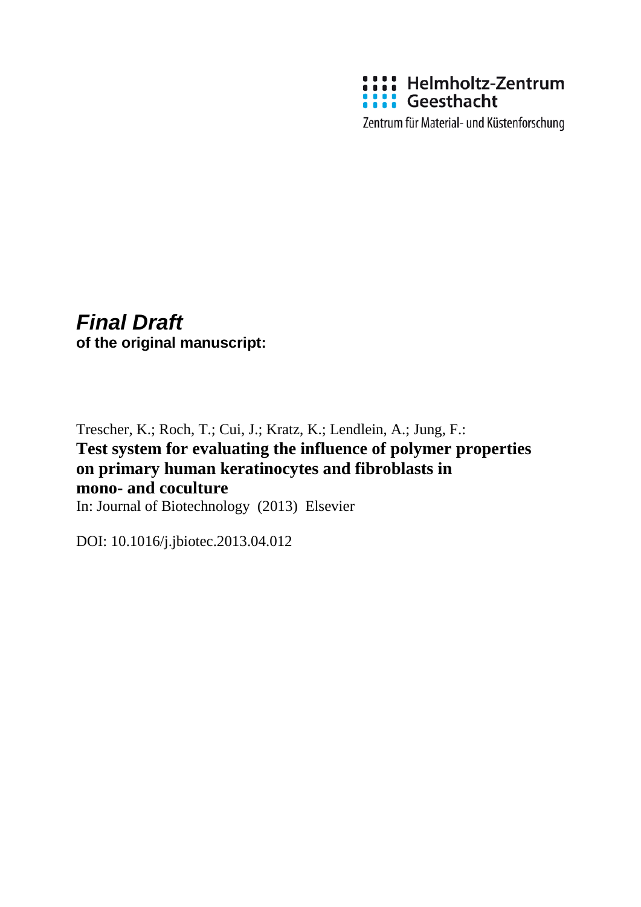Helmholtz-Zentrum Geesthacht

Zentrum für Material- und Küstenforschung

***Final Draft***
**of the original manuscript:**

Trescher, K.; Roch, T.; Cui, J.; Kratz, K.; Lendlein, A.; Jung, F.:

**Test system for evaluating the influence of polymer properties on primary human keratinocytes and fibroblasts in mono- and coculture**

In: Journal of Biotechnology (2013) Elsevier

DOI: 10.1016/j.jbiotec.2013.04.012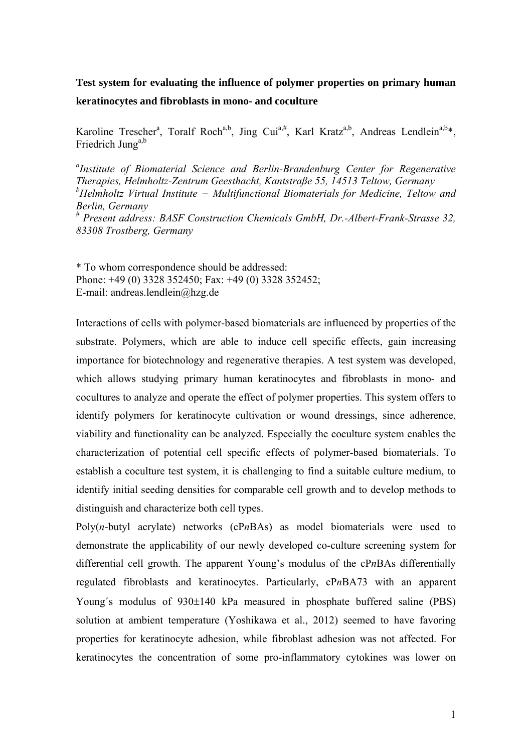**Test system for evaluating the influence of polymer properties on primary human keratinocytes and fibroblasts in mono- and coculture**

Karoline Trescher[a], Toralf Roch[a,b], Jing Cui[a,#], Karl Kratz[a,b], Andreas Lendlein[a,b]*, Friedrich Jung[a,b]

[a]*Institute of Biomaterial Science and Berlin-Brandenburg Center for Regenerative Therapies, Helmholtz-Zentrum Geesthacht, Kantstraße 55, 14513 Teltow, Germany*
[b]*Helmholtz Virtual Institute − Multifunctional Biomaterials for Medicine, Teltow and Berlin, Germany*
[#] *Present address: BASF Construction Chemicals GmbH, Dr.-Albert-Frank-Strasse 32, 83308 Trostberg, Germany*

\* To whom correspondence should be addressed:
Phone: +49 (0) 3328 352450; Fax: +49 (0) 3328 352452;
E-mail: andreas.lendlein@hzg.de

Interactions of cells with polymer-based biomaterials are influenced by properties of the substrate. Polymers, which are able to induce cell specific effects, gain increasing importance for biotechnology and regenerative therapies. A test system was developed, which allows studying primary human keratinocytes and fibroblasts in mono- and cocultures to analyze and operate the effect of polymer properties. This system offers to identify polymers for keratinocyte cultivation or wound dressings, since adherence, viability and functionality can be analyzed. Especially the coculture system enables the characterization of potential cell specific effects of polymer-based biomaterials. To establish a coculture test system, it is challenging to find a suitable culture medium, to identify initial seeding densities for comparable cell growth and to develop methods to distinguish and characterize both cell types.

Poly(*n*-butyl acrylate) networks (cP*n*BAs) as model biomaterials were used to demonstrate the applicability of our newly developed co-culture screening system for differential cell growth. The apparent Young's modulus of the cP*n*BAs differentially regulated fibroblasts and keratinocytes. Particularly, cP*n*BA73 with an apparent Young´s modulus of 930±140 kPa measured in phosphate buffered saline (PBS) solution at ambient temperature (Yoshikawa et al., 2012) seemed to have favoring properties for keratinocyte adhesion, while fibroblast adhesion was not affected. For keratinocytes the concentration of some pro-inflammatory cytokines was lower on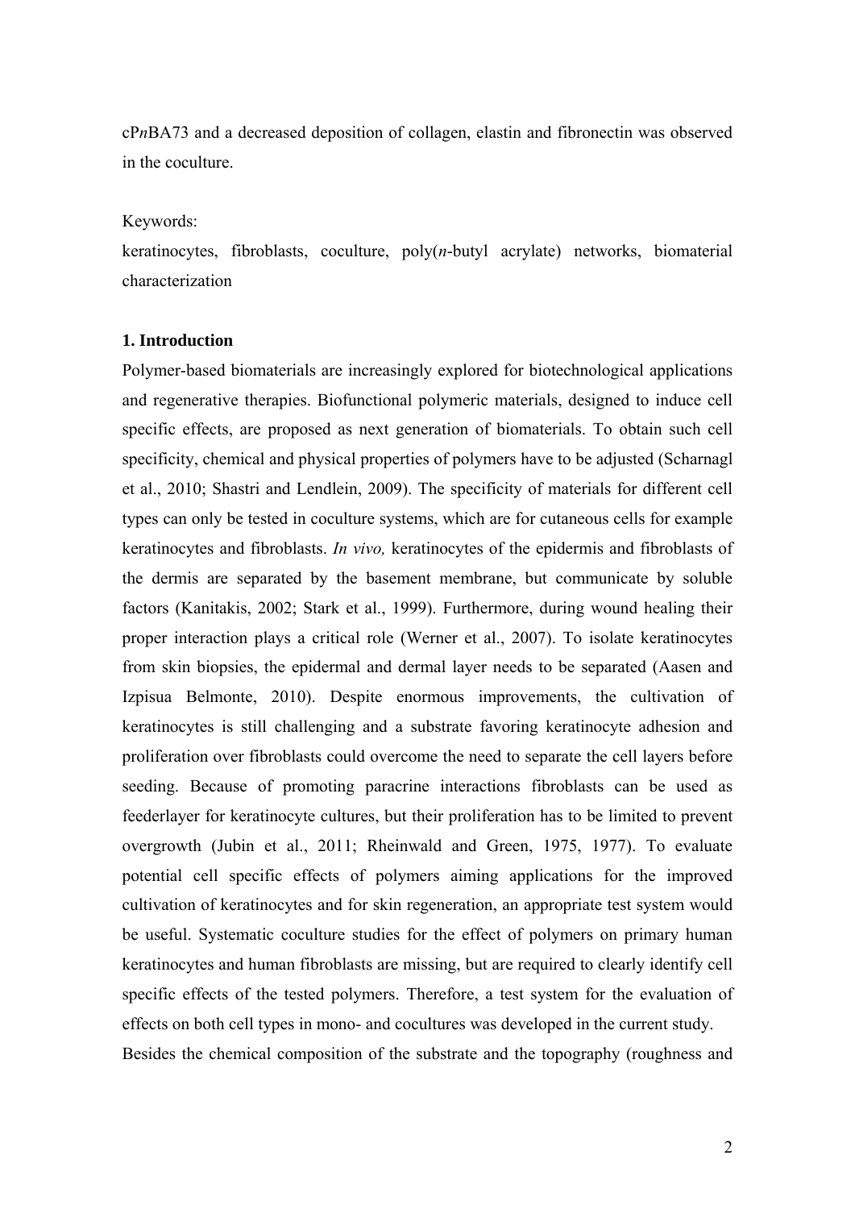c*Pn*BA73 and a decreased deposition of collagen, elastin and fibronectin was observed in the coculture.

Keywords:

keratinocytes, fibroblasts, coculture, poly(*n*-butyl acrylate) networks, biomaterial characterization

## 1. Introduction

Polymer-based biomaterials are increasingly explored for biotechnological applications and regenerative therapies. Biofunctional polymeric materials, designed to induce cell specific effects, are proposed as next generation of biomaterials. To obtain such cell specificity, chemical and physical properties of polymers have to be adjusted (Scharnagl et al., 2010; Shastri and Lendlein, 2009). The specificity of materials for different cell types can only be tested in coculture systems, which are for cutaneous cells for example keratinocytes and fibroblasts. *In vivo,* keratinocytes of the epidermis and fibroblasts of the dermis are separated by the basement membrane, but communicate by soluble factors (Kanitakis, 2002; Stark et al., 1999). Furthermore, during wound healing their proper interaction plays a critical role (Werner et al., 2007). To isolate keratinocytes from skin biopsies, the epidermal and dermal layer needs to be separated (Aasen and Izpisua Belmonte, 2010). Despite enormous improvements, the cultivation of keratinocytes is still challenging and a substrate favoring keratinocyte adhesion and proliferation over fibroblasts could overcome the need to separate the cell layers before seeding. Because of promoting paracrine interactions fibroblasts can be used as feederlayer for keratinocyte cultures, but their proliferation has to be limited to prevent overgrowth (Jubin et al., 2011; Rheinwald and Green, 1975, 1977). To evaluate potential cell specific effects of polymers aiming applications for the improved cultivation of keratinocytes and for skin regeneration, an appropriate test system would be useful. Systematic coculture studies for the effect of polymers on primary human keratinocytes and human fibroblasts are missing, but are required to clearly identify cell specific effects of the tested polymers. Therefore, a test system for the evaluation of effects on both cell types in mono- and cocultures was developed in the current study.

Besides the chemical composition of the substrate and the topography (roughness and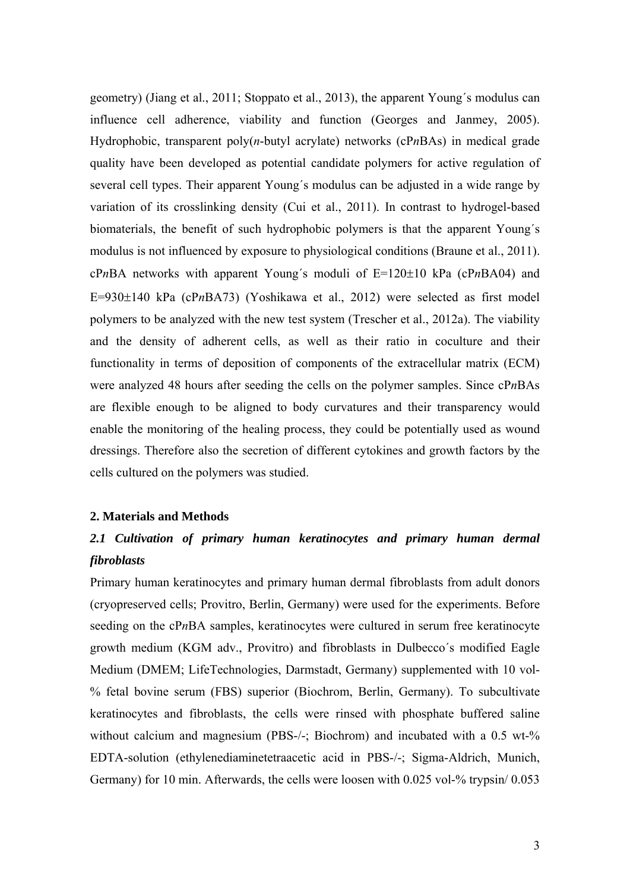geometry) (Jiang et al., 2011; Stoppato et al., 2013), the apparent Young´s modulus can influence cell adherence, viability and function (Georges and Janmey, 2005). Hydrophobic, transparent poly(*n*-butyl acrylate) networks (cP*n*BAs) in medical grade quality have been developed as potential candidate polymers for active regulation of several cell types. Their apparent Young´s modulus can be adjusted in a wide range by variation of its crosslinking density (Cui et al., 2011). In contrast to hydrogel-based biomaterials, the benefit of such hydrophobic polymers is that the apparent Young´s modulus is not influenced by exposure to physiological conditions (Braune et al., 2011). cP*n*BA networks with apparent Young´s moduli of $E=120\pm10$ kPa (cP*n*BA04) and $E=930\pm140$ kPa (cP*n*BA73) (Yoshikawa et al., 2012) were selected as first model polymers to be analyzed with the new test system (Trescher et al., 2012a). The viability and the density of adherent cells, as well as their ratio in coculture and their functionality in terms of deposition of components of the extracellular matrix (ECM) were analyzed 48 hours after seeding the cells on the polymer samples. Since cP*n*BAs are flexible enough to be aligned to body curvatures and their transparency would enable the monitoring of the healing process, they could be potentially used as wound dressings. Therefore also the secretion of different cytokines and growth factors by the cells cultured on the polymers was studied.

## 2. Materials and Methods

### *2.1 Cultivation of primary human keratinocytes and primary human dermal fibroblasts*

Primary human keratinocytes and primary human dermal fibroblasts from adult donors (cryopreserved cells; Provitro, Berlin, Germany) were used for the experiments. Before seeding on the cP*n*BA samples, keratinocytes were cultured in serum free keratinocyte growth medium (KGM adv., Provitro) and fibroblasts in Dulbecco´s modified Eagle Medium (DMEM; LifeTechnologies, Darmstadt, Germany) supplemented with 10 vol-% fetal bovine serum (FBS) superior (Biochrom, Berlin, Germany). To subcultivate keratinocytes and fibroblasts, the cells were rinsed with phosphate buffered saline without calcium and magnesium (PBS-/-; Biochrom) and incubated with a 0.5 wt-% EDTA-solution (ethylenediaminetetraacetic acid in PBS-/-; Sigma-Aldrich, Munich, Germany) for 10 min. Afterwards, the cells were loosen with 0.025 vol-% trypsin/ 0.053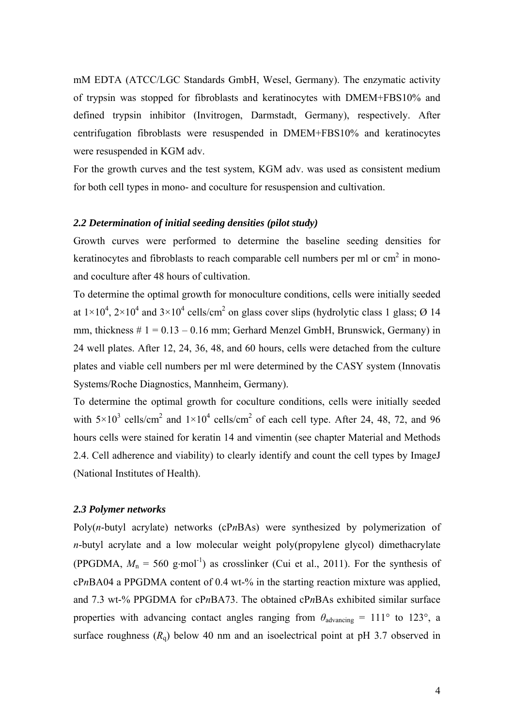mM EDTA (ATCC/LGC Standards GmbH, Wesel, Germany). The enzymatic activity of trypsin was stopped for fibroblasts and keratinocytes with DMEM+FBS10% and defined trypsin inhibitor (Invitrogen, Darmstadt, Germany), respectively. After centrifugation fibroblasts were resuspended in DMEM+FBS10% and keratinocytes were resuspended in KGM adv.

For the growth curves and the test system, KGM adv. was used as consistent medium for both cell types in mono- and coculture for resuspension and cultivation.

### *2.2 Determination of initial seeding densities (pilot study)*

Growth curves were performed to determine the baseline seeding densities for keratinocytes and fibroblasts to reach comparable cell numbers per ml or $cm^2$ in mono- and coculture after 48 hours of cultivation.

To determine the optimal growth for monoculture conditions, cells were initially seeded at $1\times10^4$, $2\times10^4$ and $3\times10^4$ cells/$cm^2$ on glass cover slips (hydrolytic class 1 glass; Ø 14 mm, thickness # 1 = 0.13 – 0.16 mm; Gerhard Menzel GmbH, Brunswick, Germany) in 24 well plates. After 12, 24, 36, 48, and 60 hours, cells were detached from the culture plates and viable cell numbers per ml were determined by the CASY system (Innovatis Systems/Roche Diagnostics, Mannheim, Germany).

To determine the optimal growth for coculture conditions, cells were initially seeded with $5\times10^3$ cells/$cm^2$ and $1\times10^4$ cells/$cm^2$ of each cell type. After 24, 48, 72, and 96 hours cells were stained for keratin 14 and vimentin (see chapter Material and Methods 2.4. Cell adherence and viability) to clearly identify and count the cell types by ImageJ (National Institutes of Health).

### *2.3 Polymer networks*

Poly(*n*-butyl acrylate) networks (cP*n*BAs) were synthesized by polymerization of *n*-butyl acrylate and a low molecular weight poly(propylene glycol) dimethacrylate (PPGDMA, $M_n$ = 560 g·mol$^{-1}$) as crosslinker (Cui et al., 2011). For the synthesis of cP*n*BA04 a PPGDMA content of 0.4 wt-% in the starting reaction mixture was applied, and 7.3 wt-% PPGDMA for cP*n*BA73. The obtained cP*n*BAs exhibited similar surface properties with advancing contact angles ranging from $\theta_{advancing}$ = 111° to 123°, a surface roughness ($R_q$) below 40 nm and an isoelectrical point at pH 3.7 observed in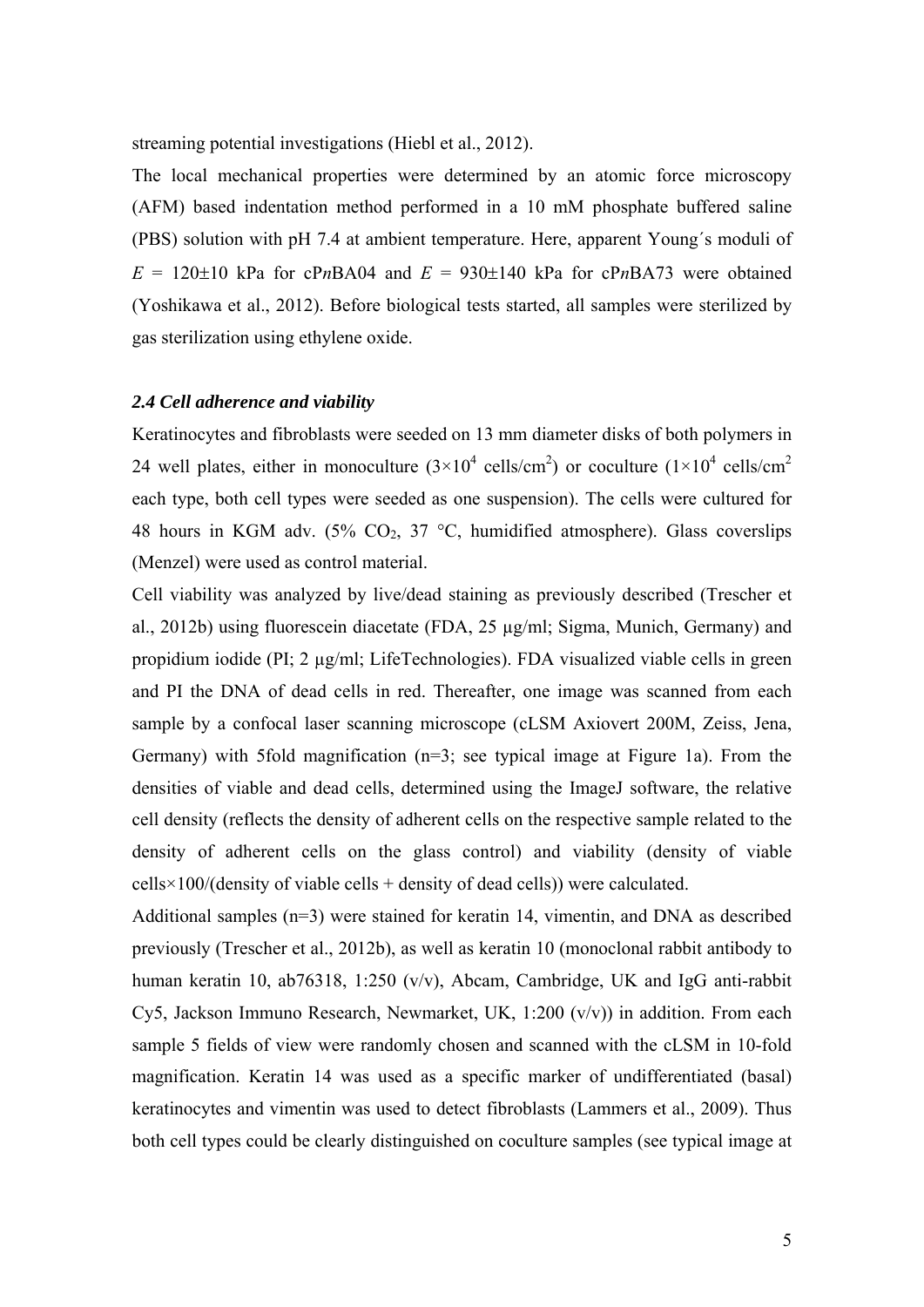streaming potential investigations (Hiebl et al., 2012).

The local mechanical properties were determined by an atomic force microscopy (AFM) based indentation method performed in a 10 mM phosphate buffered saline (PBS) solution with pH 7.4 at ambient temperature. Here, apparent Young´s moduli of $E$ = 120±10 kPa for cP*n*BA04 and $E$ = 930±140 kPa for cP*n*BA73 were obtained (Yoshikawa et al., 2012). Before biological tests started, all samples were sterilized by gas sterilization using ethylene oxide.

### *2.4 Cell adherence and viability*

Keratinocytes and fibroblasts were seeded on 13 mm diameter disks of both polymers in 24 well plates, either in monoculture ($3\times10^4$ cells/cm$^2$) or coculture ($1\times10^4$ cells/cm$^2$ each type, both cell types were seeded as one suspension). The cells were cultured for 48 hours in KGM adv. (5% $CO_2$, 37 °C, humidified atmosphere). Glass coverslips (Menzel) were used as control material.

Cell viability was analyzed by live/dead staining as previously described (Trescher et al., 2012b) using fluorescein diacetate (FDA, 25 µg/ml; Sigma, Munich, Germany) and propidium iodide (PI; 2 µg/ml; LifeTechnologies). FDA visualized viable cells in green and PI the DNA of dead cells in red. Thereafter, one image was scanned from each sample by a confocal laser scanning microscope (cLSM Axiovert 200M, Zeiss, Jena, Germany) with 5fold magnification (n=3; see typical image at Figure 1a). From the densities of viable and dead cells, determined using the ImageJ software, the relative cell density (reflects the density of adherent cells on the respective sample related to the density of adherent cells on the glass control) and viability (density of viable cells×100/(density of viable cells + density of dead cells)) were calculated.

Additional samples (n=3) were stained for keratin 14, vimentin, and DNA as described previously (Trescher et al., 2012b), as well as keratin 10 (monoclonal rabbit antibody to human keratin 10, ab76318, 1:250 (v/v), Abcam, Cambridge, UK and IgG anti-rabbit Cy5, Jackson Immuno Research, Newmarket, UK, 1:200 (v/v)) in addition. From each sample 5 fields of view were randomly chosen and scanned with the cLSM in 10-fold magnification. Keratin 14 was used as a specific marker of undifferentiated (basal) keratinocytes and vimentin was used to detect fibroblasts (Lammers et al., 2009). Thus both cell types could be clearly distinguished on coculture samples (see typical image at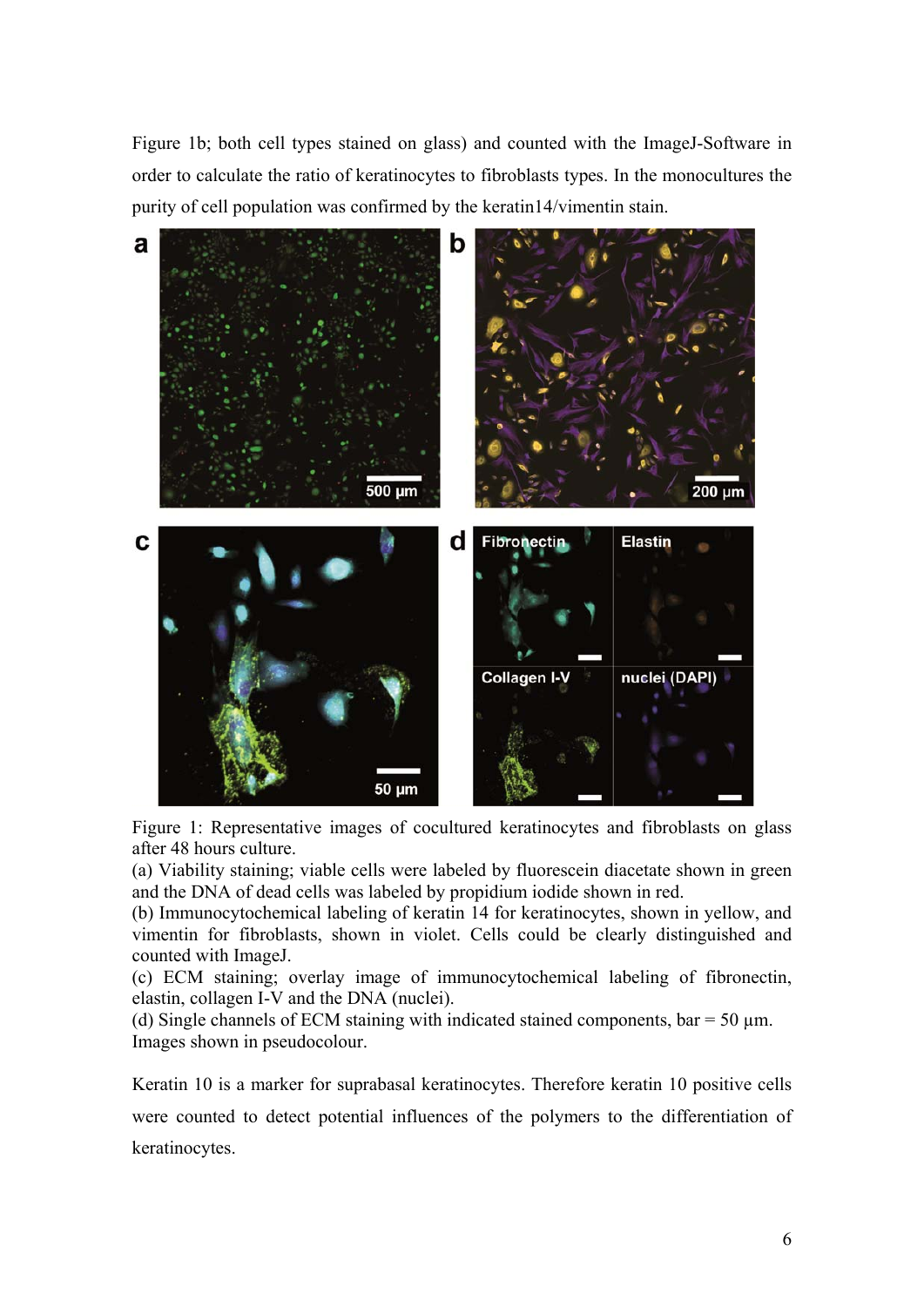Figure 1b; both cell types stained on glass) and counted with the ImageJ-Software in order to calculate the ratio of keratinocytes to fibroblasts types. In the monocultures the purity of cell population was confirmed by the keratin14/vimentin stain.

Figure 1: Representative images of cocultured keratinocytes and fibroblasts on glass after 48 hours culture.
(a) Viability staining; viable cells were labeled by fluorescein diacetate shown in green and the DNA of dead cells was labeled by propidium iodide shown in red.
(b) Immunocytochemical labeling of keratin 14 for keratinocytes, shown in yellow, and vimentin for fibroblasts, shown in violet. Cells could be clearly distinguished and counted with ImageJ.
(c) ECM staining; overlay image of immunocytochemical labeling of fibronectin, elastin, collagen I-V and the DNA (nuclei).
(d) Single channels of ECM staining with indicated stained components, bar = 50 µm.
Images shown in pseudocolour.

Keratin 10 is a marker for suprabasal keratinocytes. Therefore keratin 10 positive cells were counted to detect potential influences of the polymers to the differentiation of keratinocytes.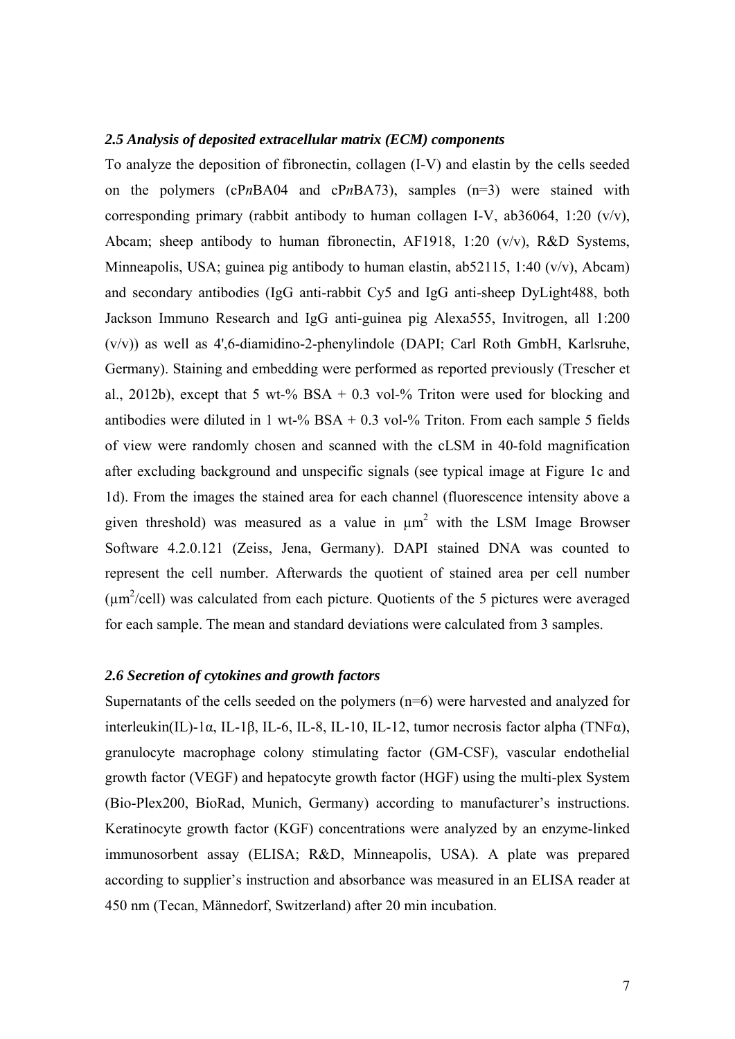### *2.5 Analysis of deposited extracellular matrix (ECM) components*

To analyze the deposition of fibronectin, collagen (I-V) and elastin by the cells seeded on the polymers (cP*n*BA04 and cP*n*BA73), samples (n=3) were stained with corresponding primary (rabbit antibody to human collagen I-V, ab36064, 1:20 (v/v), Abcam; sheep antibody to human fibronectin, AF1918, 1:20 (v/v), R&D Systems, Minneapolis, USA; guinea pig antibody to human elastin, ab52115, 1:40 (v/v), Abcam) and secondary antibodies (IgG anti-rabbit Cy5 and IgG anti-sheep DyLight488, both Jackson Immuno Research and IgG anti-guinea pig Alexa555, Invitrogen, all 1:200 (v/v)) as well as 4',6-diamidino-2-phenylindole (DAPI; Carl Roth GmbH, Karlsruhe, Germany). Staining and embedding were performed as reported previously (Trescher et al., 2012b), except that 5 wt-% BSA + 0.3 vol-% Triton were used for blocking and antibodies were diluted in 1 wt-% BSA + 0.3 vol-% Triton. From each sample 5 fields of view were randomly chosen and scanned with the cLSM in 40-fold magnification after excluding background and unspecific signals (see typical image at Figure 1c and 1d). From the images the stained area for each channel (fluorescence intensity above a given threshold) was measured as a value in $\mu m^2$ with the LSM Image Browser Software 4.2.0.121 (Zeiss, Jena, Germany). DAPI stained DNA was counted to represent the cell number. Afterwards the quotient of stained area per cell number ($\mu m^2$/cell) was calculated from each picture. Quotients of the 5 pictures were averaged for each sample. The mean and standard deviations were calculated from 3 samples.

### *2.6 Secretion of cytokines and growth factors*

Supernatants of the cells seeded on the polymers (n=6) were harvested and analyzed for interleukin(IL)-1α, IL-1β, IL-6, IL-8, IL-10, IL-12, tumor necrosis factor alpha (TNFα), granulocyte macrophage colony stimulating factor (GM-CSF), vascular endothelial growth factor (VEGF) and hepatocyte growth factor (HGF) using the multi-plex System (Bio-Plex200, BioRad, Munich, Germany) according to manufacturer's instructions. Keratinocyte growth factor (KGF) concentrations were analyzed by an enzyme-linked immunosorbent assay (ELISA; R&D, Minneapolis, USA). A plate was prepared according to supplier's instruction and absorbance was measured in an ELISA reader at 450 nm (Tecan, Männedorf, Switzerland) after 20 min incubation.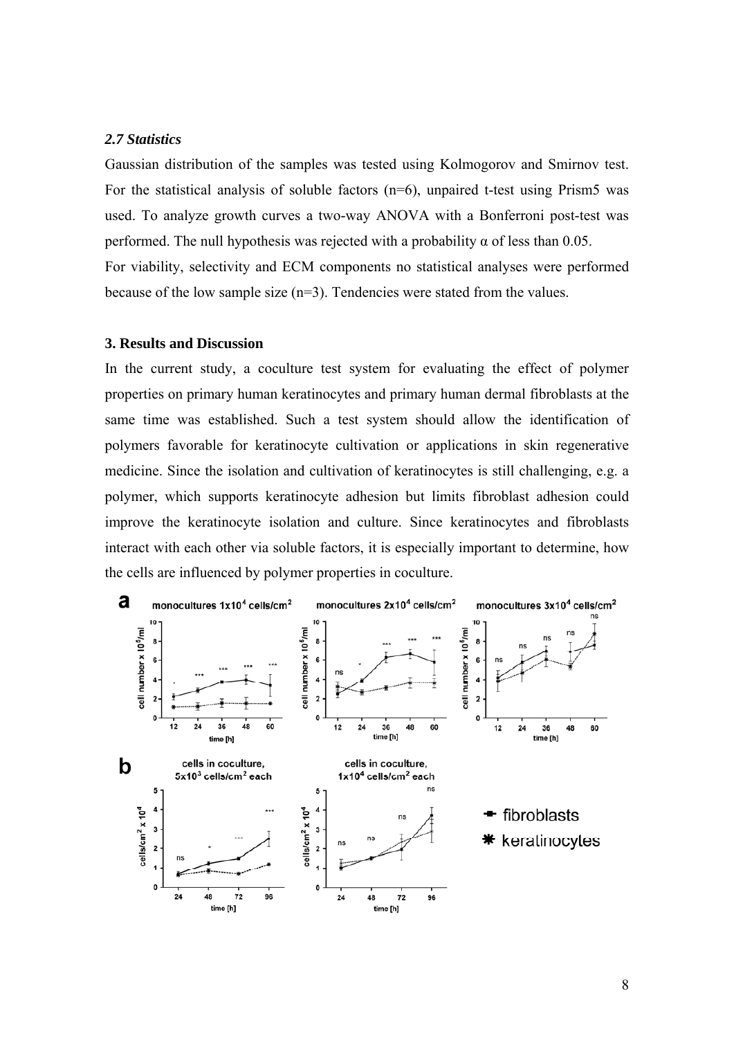### *2.7 Statistics*

Gaussian distribution of the samples was tested using Kolmogorov and Smirnov test. For the statistical analysis of soluble factors (n=6), unpaired t-test using Prism5 was used. To analyze growth curves a two-way ANOVA with a Bonferroni post-test was performed. The null hypothesis was rejected with a probability α of less than 0.05.

For viability, selectivity and ECM components no statistical analyses were performed because of the low sample size (n=3). Tendencies were stated from the values.

## 3. Results and Discussion

In the current study, a coculture test system for evaluating the effect of polymer properties on primary human keratinocytes and primary human dermal fibroblasts at the same time was established. Such a test system should allow the identification of polymers favorable for keratinocyte cultivation or applications in skin regenerative medicine. Since the isolation and cultivation of keratinocytes is still challenging, e.g. a polymer, which supports keratinocyte adhesion but limits fibroblast adhesion could improve the keratinocyte isolation and culture. Since keratinocytes and fibroblasts interact with each other via soluble factors, it is especially important to determine, how the cells are influenced by polymer properties in coculture.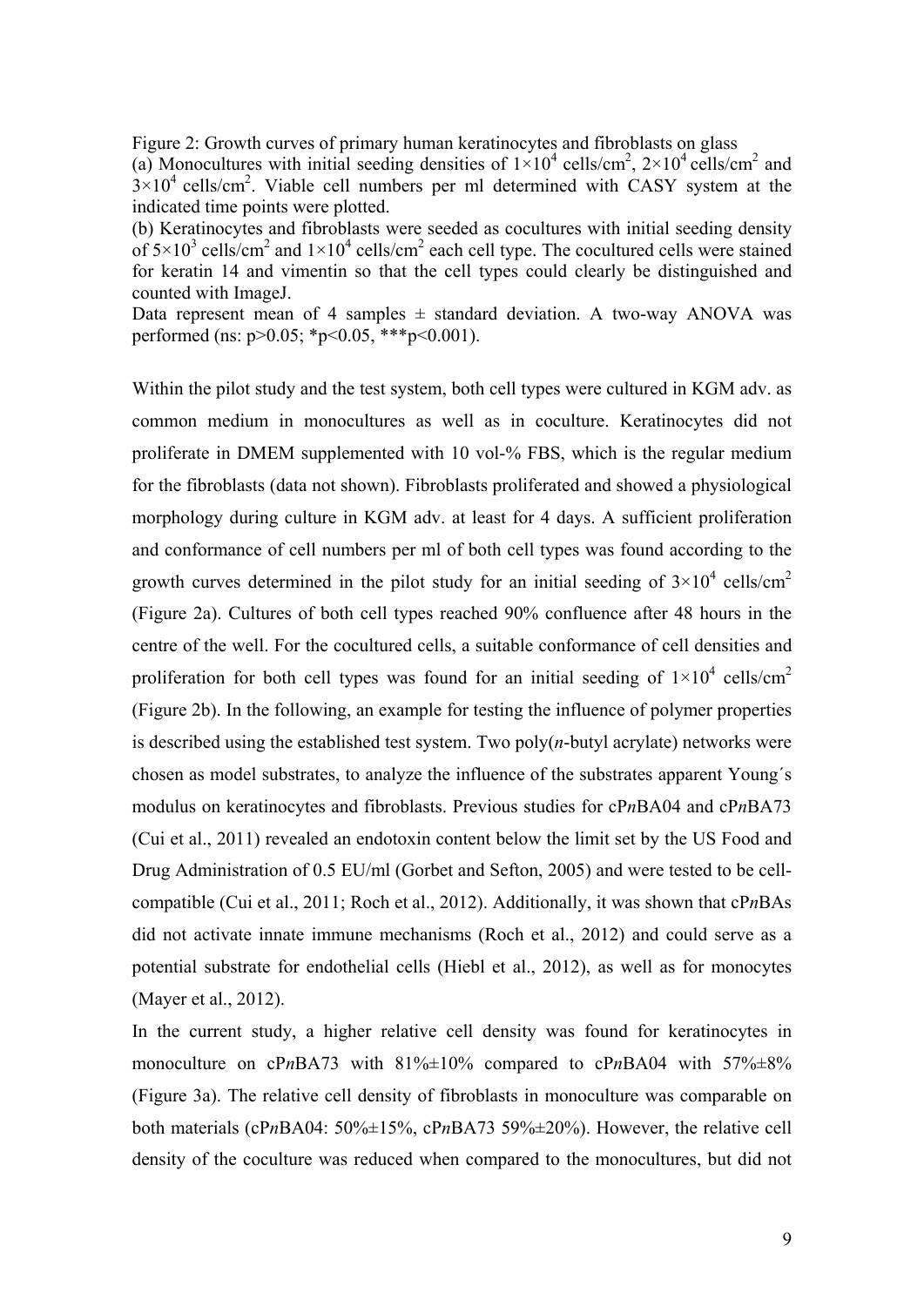Figure 2: Growth curves of primary human keratinocytes and fibroblasts on glass

(a) Monocultures with initial seeding densities of $1\times10^4$ cells/cm$^2$, $2\times10^4$ cells/cm$^2$ and $3\times10^4$ cells/cm$^2$. Viable cell numbers per ml determined with CASY system at the indicated time points were plotted.

(b) Keratinocytes and fibroblasts were seeded as cocultures with initial seeding density of $5\times10^3$ cells/cm$^2$ and $1\times10^4$ cells/cm$^2$ each cell type. The cocultured cells were stained for keratin 14 and vimentin so that the cell types could clearly be distinguished and counted with ImageJ.

Data represent mean of 4 samples ± standard deviation. A two-way ANOVA was performed (ns: $p>0.05$; \*$p<0.05$, \*\*\*$p<0.001$).

Within the pilot study and the test system, both cell types were cultured in KGM adv. as common medium in monocultures as well as in coculture. Keratinocytes did not proliferate in DMEM supplemented with 10 vol-% FBS, which is the regular medium for the fibroblasts (data not shown). Fibroblasts proliferated and showed a physiological morphology during culture in KGM adv. at least for 4 days. A sufficient proliferation and conformance of cell numbers per ml of both cell types was found according to the growth curves determined in the pilot study for an initial seeding of $3\times10^4$ cells/cm$^2$ (Figure 2a). Cultures of both cell types reached 90% confluence after 48 hours in the centre of the well. For the cocultured cells, a suitable conformance of cell densities and proliferation for both cell types was found for an initial seeding of $1\times10^4$ cells/cm$^2$ (Figure 2b). In the following, an example for testing the influence of polymer properties is described using the established test system. Two poly(*n*-butyl acrylate) networks were chosen as model substrates, to analyze the influence of the substrates apparent Young´s modulus on keratinocytes and fibroblasts. Previous studies for cP*n*BA04 and cP*n*BA73 (Cui et al., 2011) revealed an endotoxin content below the limit set by the US Food and Drug Administration of 0.5 EU/ml (Gorbet and Sefton, 2005) and were tested to be cell-compatible (Cui et al., 2011; Roch et al., 2012). Additionally, it was shown that cP*n*BAs did not activate innate immune mechanisms (Roch et al., 2012) and could serve as a potential substrate for endothelial cells (Hiebl et al., 2012), as well as for monocytes (Mayer et al., 2012).

In the current study, a higher relative cell density was found for keratinocytes in monoculture on cP*n*BA73 with 81%±10% compared to cP*n*BA04 with 57%±8% (Figure 3a). The relative cell density of fibroblasts in monoculture was comparable on both materials (cP*n*BA04: 50%±15%, cP*n*BA73 59%±20%). However, the relative cell density of the coculture was reduced when compared to the monocultures, but did not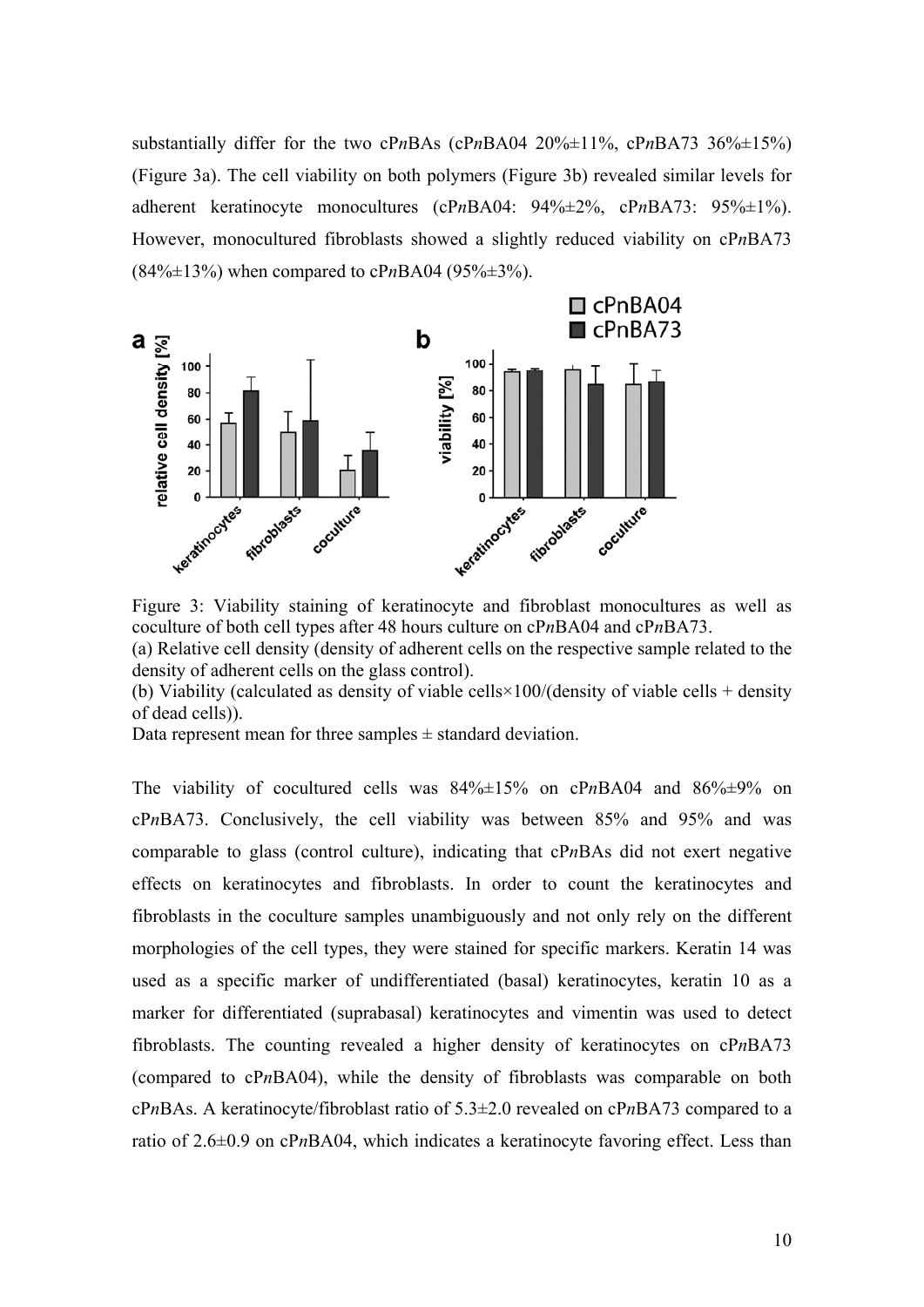substantially differ for the two cP*n*BAs (cP*n*BA04 20%±11%, cP*n*BA73 36%±15%) (Figure 3a). The cell viability on both polymers (Figure 3b) revealed similar levels for adherent keratinocyte monocultures (cP*n*BA04: 94%±2%, cP*n*BA73: 95%±1%). However, monocultured fibroblasts showed a slightly reduced viability on cP*n*BA73 (84%±13%) when compared to cP*n*BA04 (95%±3%).

Figure 3: Viability staining of keratinocyte and fibroblast monocultures as well as coculture of both cell types after 48 hours culture on cP*n*BA04 and cP*n*BA73.
(a) Relative cell density (density of adherent cells on the respective sample related to the density of adherent cells on the glass control).
(b) Viability (calculated as density of viable cells×100/(density of viable cells + density of dead cells)).
Data represent mean for three samples ± standard deviation.

The viability of cocultured cells was 84%±15% on cP*n*BA04 and 86%±9% on cP*n*BA73. Conclusively, the cell viability was between 85% and 95% and was comparable to glass (control culture), indicating that cP*n*BAs did not exert negative effects on keratinocytes and fibroblasts. In order to count the keratinocytes and fibroblasts in the coculture samples unambiguously and not only rely on the different morphologies of the cell types, they were stained for specific markers. Keratin 14 was used as a specific marker of undifferentiated (basal) keratinocytes, keratin 10 as a marker for differentiated (suprabasal) keratinocytes and vimentin was used to detect fibroblasts. The counting revealed a higher density of keratinocytes on cP*n*BA73 (compared to cP*n*BA04), while the density of fibroblasts was comparable on both cP*n*BAs. A keratinocyte/fibroblast ratio of 5.3±2.0 revealed on cP*n*BA73 compared to a ratio of 2.6±0.9 on cP*n*BA04, which indicates a keratinocyte favoring effect. Less than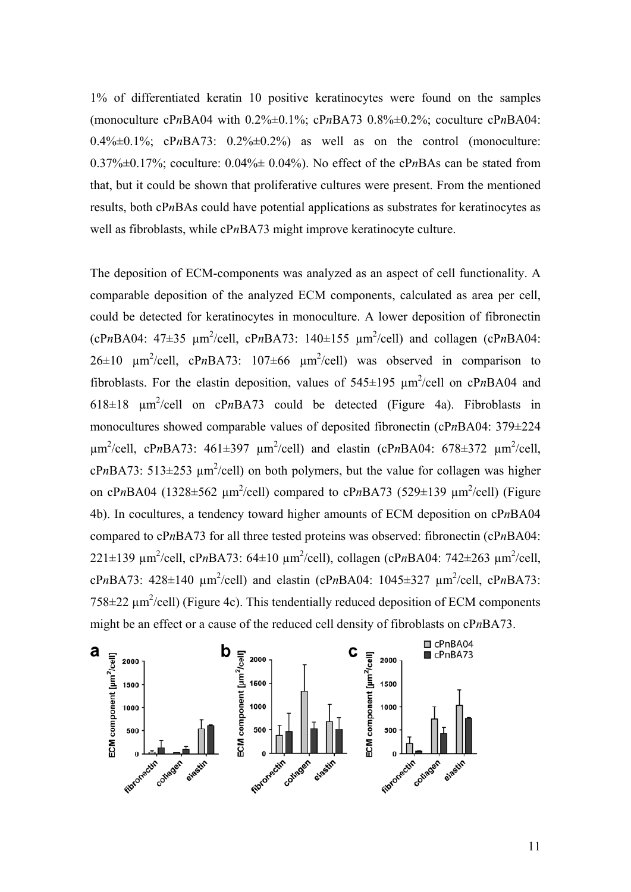1% of differentiated keratin 10 positive keratinocytes were found on the samples (monoculture cP*n*BA04 with 0.2%±0.1%; cP*n*BA73 0.8%±0.2%; coculture cP*n*BA04: 0.4%±0.1%; cP*n*BA73: 0.2%±0.2%) as well as on the control (monoculture: 0.37%±0.17%; coculture: 0.04%± 0.04%). No effect of the cP*n*BAs can be stated from that, but it could be shown that proliferative cultures were present. From the mentioned results, both cP*n*BAs could have potential applications as substrates for keratinocytes as well as fibroblasts, while cP*n*BA73 might improve keratinocyte culture.

The deposition of ECM-components was analyzed as an aspect of cell functionality. A comparable deposition of the analyzed ECM components, calculated as area per cell, could be detected for keratinocytes in monoculture. A lower deposition of fibronectin (cP*n*BA04: 47±35 $\mu m^2$/cell, cP*n*BA73: 140±155 $\mu m^2$/cell) and collagen (cP*n*BA04: 26±10 $\mu m^2$/cell, cP*n*BA73: 107±66 $\mu m^2$/cell) was observed in comparison to fibroblasts. For the elastin deposition, values of 545±195 $\mu m^2$/cell on cP*n*BA04 and 618±18 $\mu m^2$/cell on cP*n*BA73 could be detected (Figure 4a). Fibroblasts in monocultures showed comparable values of deposited fibronectin (cP*n*BA04: 379±224 $\mu m^2$/cell, cP*n*BA73: 461±397 $\mu m^2$/cell) and elastin (cP*n*BA04: 678±372 $\mu m^2$/cell, cP*n*BA73: 513±253 $\mu m^2$/cell) on both polymers, but the value for collagen was higher on cP*n*BA04 (1328±562 $\mu m^2$/cell) compared to cP*n*BA73 (529±139 $\mu m^2$/cell) (Figure 4b). In cocultures, a tendency toward higher amounts of ECM deposition on cP*n*BA04 compared to cP*n*BA73 for all three tested proteins was observed: fibronectin (cP*n*BA04: 221±139 $\mu m^2$/cell, cP*n*BA73: 64±10 $\mu m^2$/cell), collagen (cP*n*BA04: 742±263 $\mu m^2$/cell, cP*n*BA73: 428±140 $\mu m^2$/cell) and elastin (cP*n*BA04: 1045±327 $\mu m^2$/cell, cP*n*BA73: 758±22 $\mu m^2$/cell) (Figure 4c). This tendentially reduced deposition of ECM components might be an effect or a cause of the reduced cell density of fibroblasts on cP*n*BA73.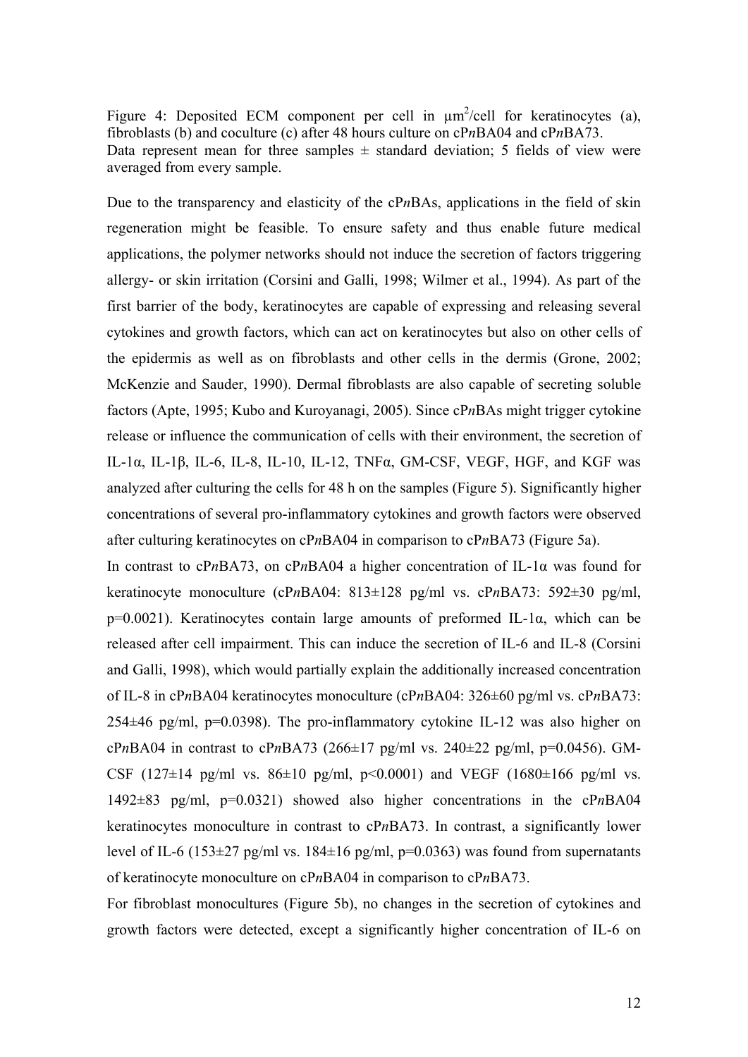Figure 4: Deposited ECM component per cell in $\mu m^2$/cell for keratinocytes (a), fibroblasts (b) and coculture (c) after 48 hours culture on cP*n*BA04 and cP*n*BA73. Data represent mean for three samples ± standard deviation; 5 fields of view were averaged from every sample.

Due to the transparency and elasticity of the cP*n*BAs, applications in the field of skin regeneration might be feasible. To ensure safety and thus enable future medical applications, the polymer networks should not induce the secretion of factors triggering allergy- or skin irritation (Corsini and Galli, 1998; Wilmer et al., 1994). As part of the first barrier of the body, keratinocytes are capable of expressing and releasing several cytokines and growth factors, which can act on keratinocytes but also on other cells of the epidermis as well as on fibroblasts and other cells in the dermis (Grone, 2002; McKenzie and Sauder, 1990). Dermal fibroblasts are also capable of secreting soluble factors (Apte, 1995; Kubo and Kuroyanagi, 2005). Since cP*n*BAs might trigger cytokine release or influence the communication of cells with their environment, the secretion of IL-1α, IL-1β, IL-6, IL-8, IL-10, IL-12, TNFα, GM-CSF, VEGF, HGF, and KGF was analyzed after culturing the cells for 48 h on the samples (Figure 5). Significantly higher concentrations of several pro-inflammatory cytokines and growth factors were observed after culturing keratinocytes on cP*n*BA04 in comparison to cP*n*BA73 (Figure 5a).

In contrast to cP*n*BA73, on cP*n*BA04 a higher concentration of IL-1α was found for keratinocyte monoculture (cP*n*BA04: 813±128 pg/ml vs. cP*n*BA73: 592±30 pg/ml, $p=0.0021$). Keratinocytes contain large amounts of preformed IL-1α, which can be released after cell impairment. This can induce the secretion of IL-6 and IL-8 (Corsini and Galli, 1998), which would partially explain the additionally increased concentration of IL-8 in cP*n*BA04 keratinocytes monoculture (cP*n*BA04: 326±60 pg/ml vs. cP*n*BA73: 254±46 pg/ml, $p=0.0398$). The pro-inflammatory cytokine IL-12 was also higher on cP*n*BA04 in contrast to cP*n*BA73 (266±17 pg/ml vs. 240±22 pg/ml, $p=0.0456$). GM-CSF (127±14 pg/ml vs. 86±10 pg/ml, $p<0.0001$) and VEGF (1680±166 pg/ml vs. 1492±83 pg/ml, $p=0.0321$) showed also higher concentrations in the cP*n*BA04 keratinocytes monoculture in contrast to cP*n*BA73. In contrast, a significantly lower level of IL-6 (153±27 pg/ml vs. 184±16 pg/ml, $p=0.0363$) was found from supernatants of keratinocyte monoculture on cP*n*BA04 in comparison to cP*n*BA73.

For fibroblast monocultures (Figure 5b), no changes in the secretion of cytokines and growth factors were detected, except a significantly higher concentration of IL-6 on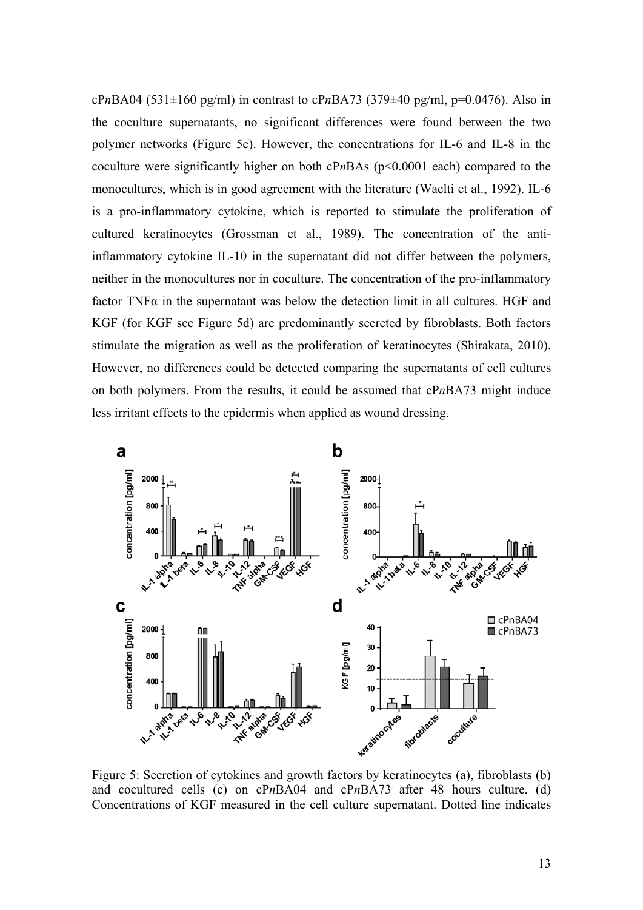cP*n*BA04 (531±160 pg/ml) in contrast to cP*n*BA73 (379±40 pg/ml, p=0.0476). Also in the coculture supernatants, no significant differences were found between the two polymer networks (Figure 5c). However, the concentrations for IL-6 and IL-8 in the coculture were significantly higher on both cP*n*BAs (p<0.0001 each) compared to the monocultures, which is in good agreement with the literature (Waelti et al., 1992). IL-6 is a pro-inflammatory cytokine, which is reported to stimulate the proliferation of cultured keratinocytes (Grossman et al., 1989). The concentration of the anti-inflammatory cytokine IL-10 in the supernatant did not differ between the polymers, neither in the monocultures nor in coculture. The concentration of the pro-inflammatory factor TNFα in the supernatant was below the detection limit in all cultures. HGF and KGF (for KGF see Figure 5d) are predominantly secreted by fibroblasts. Both factors stimulate the migration as well as the proliferation of keratinocytes (Shirakata, 2010). However, no differences could be detected comparing the supernatants of cell cultures on both polymers. From the results, it could be assumed that cP*n*BA73 might induce less irritant effects to the epidermis when applied as wound dressing.

Figure 5: Secretion of cytokines and growth factors by keratinocytes (a), fibroblasts (b) and cocultured cells (c) on cP*n*BA04 and cP*n*BA73 after 48 hours culture. (d) Concentrations of KGF measured in the cell culture supernatant. Dotted line indicates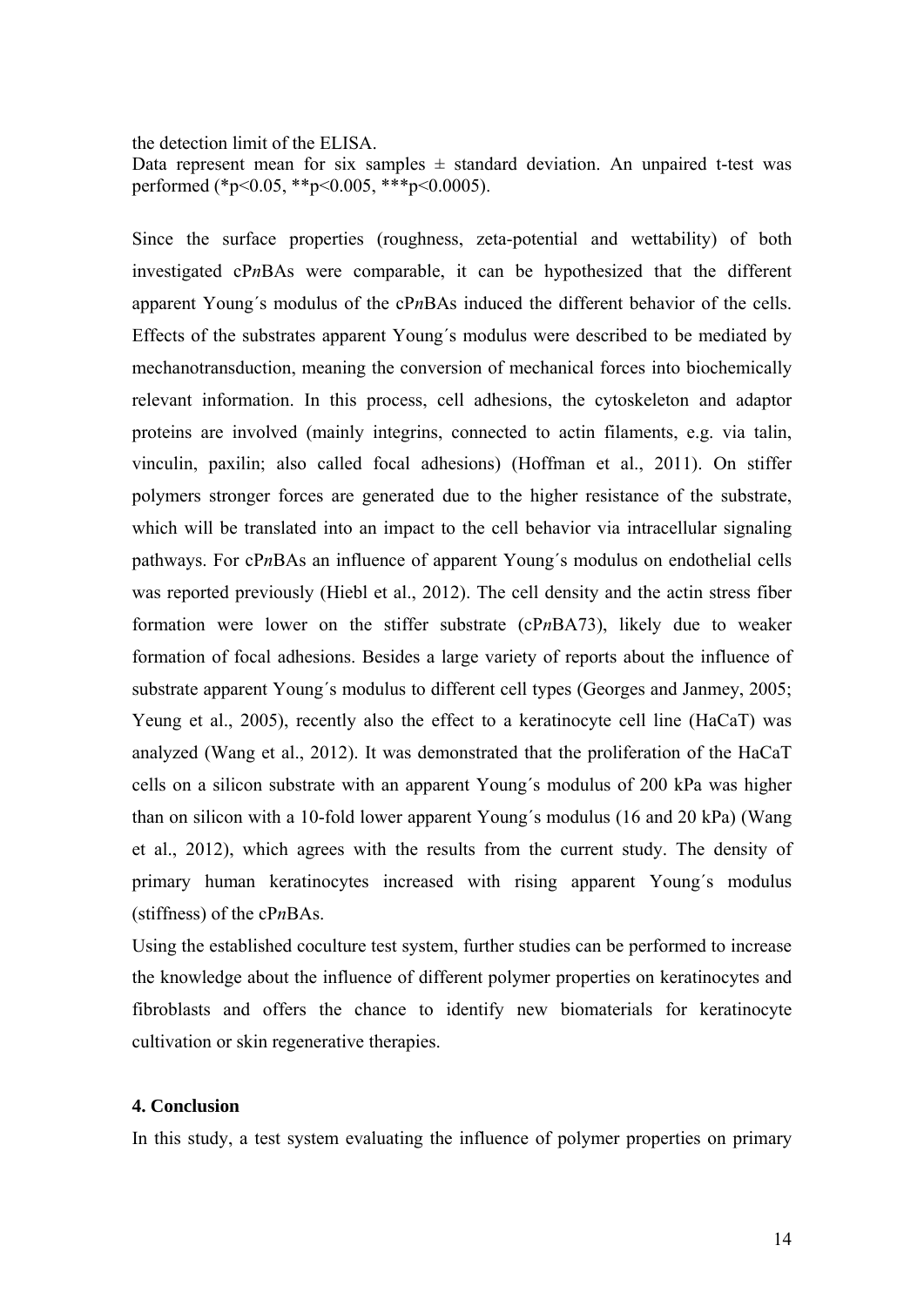the detection limit of the ELISA.

Data represent mean for six samples ± standard deviation. An unpaired t-test was performed (*p<0.05, **p<0.005, ***p<0.0005).

Since the surface properties (roughness, zeta-potential and wettability) of both investigated cP*n*BAs were comparable, it can be hypothesized that the different apparent Young´s modulus of the cP*n*BAs induced the different behavior of the cells. Effects of the substrates apparent Young´s modulus were described to be mediated by mechanotransduction, meaning the conversion of mechanical forces into biochemically relevant information. In this process, cell adhesions, the cytoskeleton and adaptor proteins are involved (mainly integrins, connected to actin filaments, e.g. via talin, vinculin, paxilin; also called focal adhesions) (Hoffman et al., 2011). On stiffer polymers stronger forces are generated due to the higher resistance of the substrate, which will be translated into an impact to the cell behavior via intracellular signaling pathways. For cP*n*BAs an influence of apparent Young´s modulus on endothelial cells was reported previously (Hiebl et al., 2012). The cell density and the actin stress fiber formation were lower on the stiffer substrate (cP*n*BA73), likely due to weaker formation of focal adhesions. Besides a large variety of reports about the influence of substrate apparent Young´s modulus to different cell types (Georges and Janmey, 2005; Yeung et al., 2005), recently also the effect to a keratinocyte cell line (HaCaT) was analyzed (Wang et al., 2012). It was demonstrated that the proliferation of the HaCaT cells on a silicon substrate with an apparent Young´s modulus of 200 kPa was higher than on silicon with a 10-fold lower apparent Young´s modulus (16 and 20 kPa) (Wang et al., 2012), which agrees with the results from the current study. The density of primary human keratinocytes increased with rising apparent Young´s modulus (stiffness) of the cP*n*BAs.

Using the established coculture test system, further studies can be performed to increase the knowledge about the influence of different polymer properties on keratinocytes and fibroblasts and offers the chance to identify new biomaterials for keratinocyte cultivation or skin regenerative therapies.

## 4. Conclusion

In this study, a test system evaluating the influence of polymer properties on primary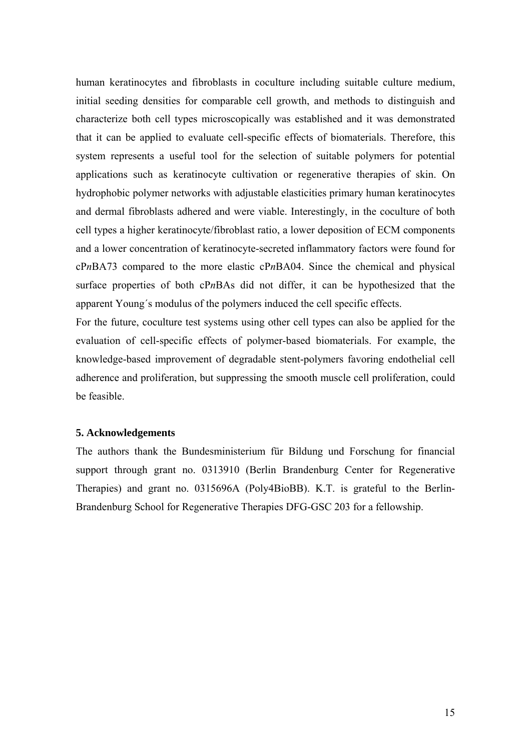human keratinocytes and fibroblasts in coculture including suitable culture medium, initial seeding densities for comparable cell growth, and methods to distinguish and characterize both cell types microscopically was established and it was demonstrated that it can be applied to evaluate cell-specific effects of biomaterials. Therefore, this system represents a useful tool for the selection of suitable polymers for potential applications such as keratinocyte cultivation or regenerative therapies of skin. On hydrophobic polymer networks with adjustable elasticities primary human keratinocytes and dermal fibroblasts adhered and were viable. Interestingly, in the coculture of both cell types a higher keratinocyte/fibroblast ratio, a lower deposition of ECM components and a lower concentration of keratinocyte-secreted inflammatory factors were found for cP*n*BA73 compared to the more elastic cP*n*BA04. Since the chemical and physical surface properties of both cP*n*BAs did not differ, it can be hypothesized that the apparent Young´s modulus of the polymers induced the cell specific effects.

For the future, coculture test systems using other cell types can also be applied for the evaluation of cell-specific effects of polymer-based biomaterials. For example, the knowledge-based improvement of degradable stent-polymers favoring endothelial cell adherence and proliferation, but suppressing the smooth muscle cell proliferation, could be feasible.

## 5. Acknowledgements

The authors thank the Bundesministerium für Bildung und Forschung for financial support through grant no. 0313910 (Berlin Brandenburg Center for Regenerative Therapies) and grant no. 0315696A (Poly4BioBB). K.T. is grateful to the Berlin-Brandenburg School for Regenerative Therapies DFG-GSC 203 for a fellowship.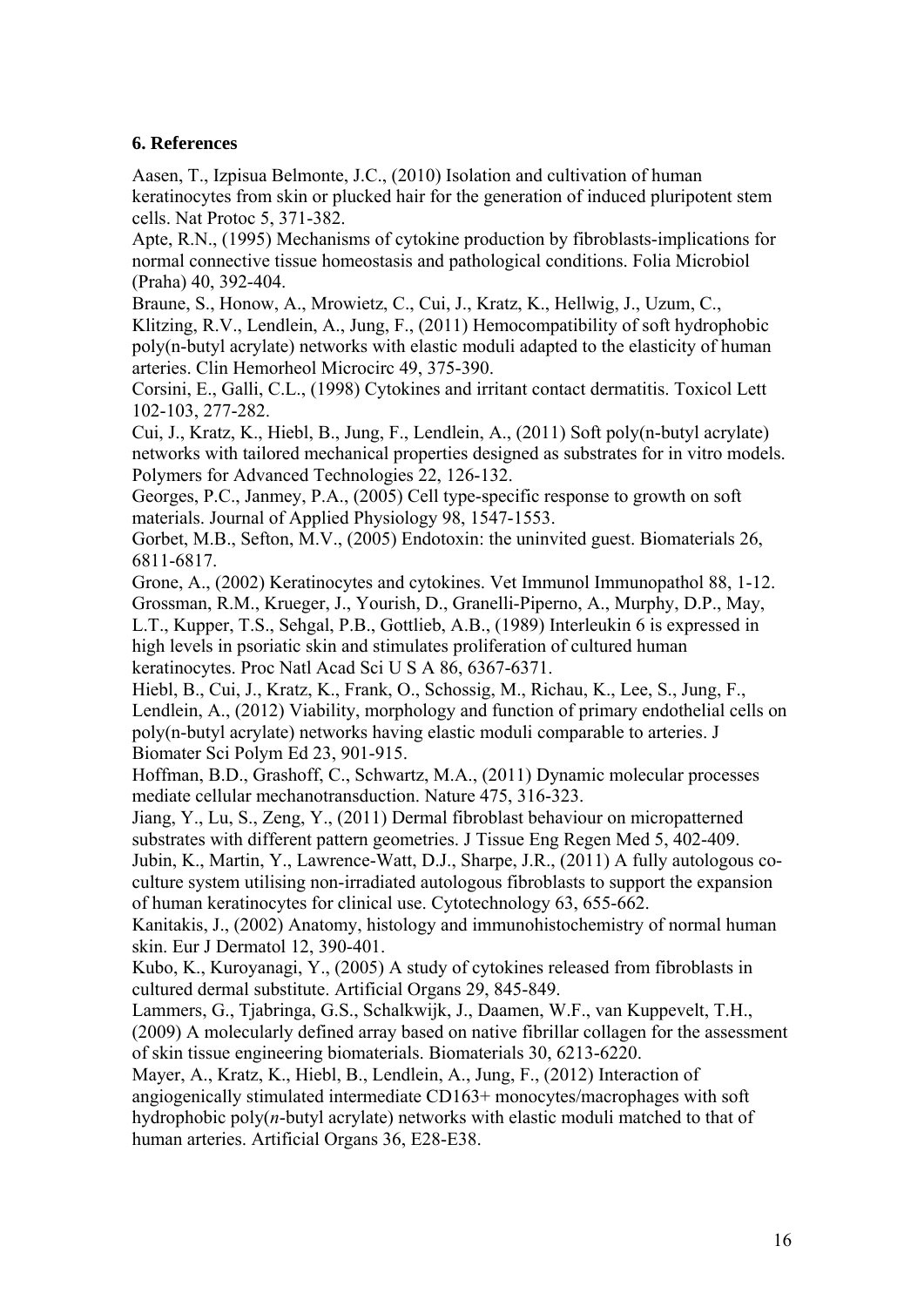## 6. References

Aasen, T., Izpisua Belmonte, J.C., (2010) Isolation and cultivation of human keratinocytes from skin or plucked hair for the generation of induced pluripotent stem cells. Nat Protoc 5, 371-382.

Apte, R.N., (1995) Mechanisms of cytokine production by fibroblasts-implications for normal connective tissue homeostasis and pathological conditions. Folia Microbiol (Praha) 40, 392-404.

Braune, S., Honow, A., Mrowietz, C., Cui, J., Kratz, K., Hellwig, J., Uzum, C., Klitzing, R.V., Lendlein, A., Jung, F., (2011) Hemocompatibility of soft hydrophobic poly(n-butyl acrylate) networks with elastic moduli adapted to the elasticity of human arteries. Clin Hemorheol Microcirc 49, 375-390.

Corsini, E., Galli, C.L., (1998) Cytokines and irritant contact dermatitis. Toxicol Lett 102-103, 277-282.

Cui, J., Kratz, K., Hiebl, B., Jung, F., Lendlein, A., (2011) Soft poly(n-butyl acrylate) networks with tailored mechanical properties designed as substrates for in vitro models. Polymers for Advanced Technologies 22, 126-132.

Georges, P.C., Janmey, P.A., (2005) Cell type-specific response to growth on soft materials. Journal of Applied Physiology 98, 1547-1553.

Gorbet, M.B., Sefton, M.V., (2005) Endotoxin: the uninvited guest. Biomaterials 26, 6811-6817.

Grone, A., (2002) Keratinocytes and cytokines. Vet Immunol Immunopathol 88, 1-12.

Grossman, R.M., Krueger, J., Yourish, D., Granelli-Piperno, A., Murphy, D.P., May, L.T., Kupper, T.S., Sehgal, P.B., Gottlieb, A.B., (1989) Interleukin 6 is expressed in high levels in psoriatic skin and stimulates proliferation of cultured human keratinocytes. Proc Natl Acad Sci U S A 86, 6367-6371.

Hiebl, B., Cui, J., Kratz, K., Frank, O., Schossig, M., Richau, K., Lee, S., Jung, F., Lendlein, A., (2012) Viability, morphology and function of primary endothelial cells on poly(n-butyl acrylate) networks having elastic moduli comparable to arteries. J Biomater Sci Polym Ed 23, 901-915.

Hoffman, B.D., Grashoff, C., Schwartz, M.A., (2011) Dynamic molecular processes mediate cellular mechanotransduction. Nature 475, 316-323.

Jiang, Y., Lu, S., Zeng, Y., (2011) Dermal fibroblast behaviour on micropatterned substrates with different pattern geometries. J Tissue Eng Regen Med 5, 402-409.

Jubin, K., Martin, Y., Lawrence-Watt, D.J., Sharpe, J.R., (2011) A fully autologous co-culture system utilising non-irradiated autologous fibroblasts to support the expansion of human keratinocytes for clinical use. Cytotechnology 63, 655-662.

Kanitakis, J., (2002) Anatomy, histology and immunohistochemistry of normal human skin. Eur J Dermatol 12, 390-401.

Kubo, K., Kuroyanagi, Y., (2005) A study of cytokines released from fibroblasts in cultured dermal substitute. Artificial Organs 29, 845-849.

Lammers, G., Tjabringa, G.S., Schalkwijk, J., Daamen, W.F., van Kuppevelt, T.H., (2009) A molecularly defined array based on native fibrillar collagen for the assessment of skin tissue engineering biomaterials. Biomaterials 30, 6213-6220.

Mayer, A., Kratz, K., Hiebl, B., Lendlein, A., Jung, F., (2012) Interaction of angiogenically stimulated intermediate CD163+ monocytes/macrophages with soft hydrophobic poly(*n*-butyl acrylate) networks with elastic moduli matched to that of human arteries. Artificial Organs 36, E28-E38.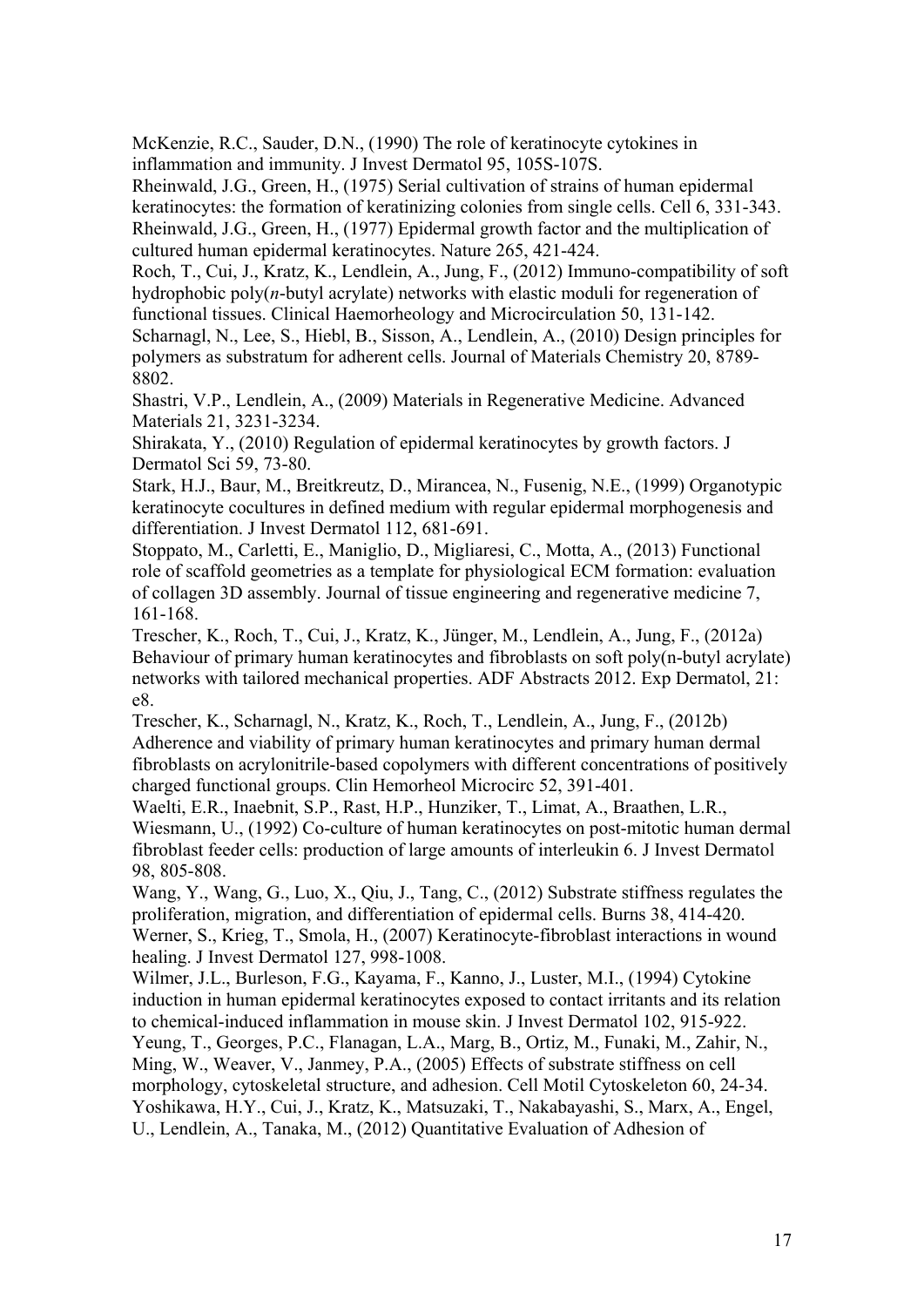McKenzie, R.C., Sauder, D.N., (1990) The role of keratinocyte cytokines in inflammation and immunity. J Invest Dermatol 95, 105S-107S.

Rheinwald, J.G., Green, H., (1975) Serial cultivation of strains of human epidermal keratinocytes: the formation of keratinizing colonies from single cells. Cell 6, 331-343.

Rheinwald, J.G., Green, H., (1977) Epidermal growth factor and the multiplication of cultured human epidermal keratinocytes. Nature 265, 421-424.

Roch, T., Cui, J., Kratz, K., Lendlein, A., Jung, F., (2012) Immuno-compatibility of soft hydrophobic poly(*n*-butyl acrylate) networks with elastic moduli for regeneration of functional tissues. Clinical Haemorheology and Microcirculation 50, 131-142.

Scharnagl, N., Lee, S., Hiebl, B., Sisson, A., Lendlein, A., (2010) Design principles for polymers as substratum for adherent cells. Journal of Materials Chemistry 20, 8789-8802.

Shastri, V.P., Lendlein, A., (2009) Materials in Regenerative Medicine. Advanced Materials 21, 3231-3234.

Shirakata, Y., (2010) Regulation of epidermal keratinocytes by growth factors. J Dermatol Sci 59, 73-80.

Stark, H.J., Baur, M., Breitkreutz, D., Mirancea, N., Fusenig, N.E., (1999) Organotypic keratinocyte cocultures in defined medium with regular epidermal morphogenesis and differentiation. J Invest Dermatol 112, 681-691.

Stoppato, M., Carletti, E., Maniglio, D., Migliaresi, C., Motta, A., (2013) Functional role of scaffold geometries as a template for physiological ECM formation: evaluation of collagen 3D assembly. Journal of tissue engineering and regenerative medicine 7, 161-168.

Trescher, K., Roch, T., Cui, J., Kratz, K., Jünger, M., Lendlein, A., Jung, F., (2012a) Behaviour of primary human keratinocytes and fibroblasts on soft poly(n-butyl acrylate) networks with tailored mechanical properties. ADF Abstracts 2012. Exp Dermatol, 21: e8.

Trescher, K., Scharnagl, N., Kratz, K., Roch, T., Lendlein, A., Jung, F., (2012b) Adherence and viability of primary human keratinocytes and primary human dermal fibroblasts on acrylonitrile-based copolymers with different concentrations of positively charged functional groups. Clin Hemorheol Microcirc 52, 391-401.

Waelti, E.R., Inaebnit, S.P., Rast, H.P., Hunziker, T., Limat, A., Braathen, L.R., Wiesmann, U., (1992) Co-culture of human keratinocytes on post-mitotic human dermal fibroblast feeder cells: production of large amounts of interleukin 6. J Invest Dermatol 98, 805-808.

Wang, Y., Wang, G., Luo, X., Qiu, J., Tang, C., (2012) Substrate stiffness regulates the proliferation, migration, and differentiation of epidermal cells. Burns 38, 414-420.

Werner, S., Krieg, T., Smola, H., (2007) Keratinocyte-fibroblast interactions in wound healing. J Invest Dermatol 127, 998-1008.

Wilmer, J.L., Burleson, F.G., Kayama, F., Kanno, J., Luster, M.I., (1994) Cytokine induction in human epidermal keratinocytes exposed to contact irritants and its relation to chemical-induced inflammation in mouse skin. J Invest Dermatol 102, 915-922.

Yeung, T., Georges, P.C., Flanagan, L.A., Marg, B., Ortiz, M., Funaki, M., Zahir, N., Ming, W., Weaver, V., Janmey, P.A., (2005) Effects of substrate stiffness on cell morphology, cytoskeletal structure, and adhesion. Cell Motil Cytoskeleton 60, 24-34.

Yoshikawa, H.Y., Cui, J., Kratz, K., Matsuzaki, T., Nakabayashi, S., Marx, A., Engel, U., Lendlein, A., Tanaka, M., (2012) Quantitative Evaluation of Adhesion of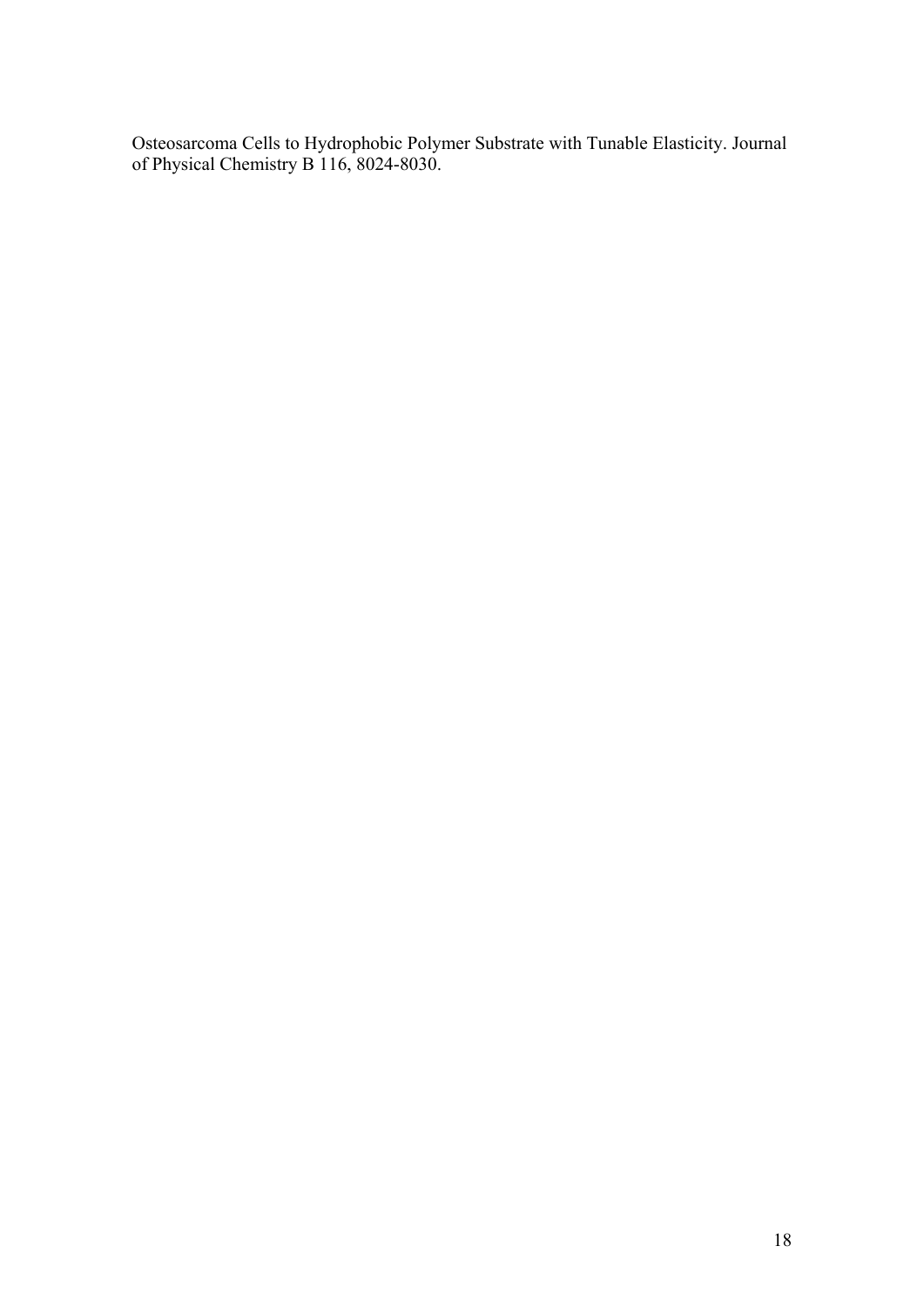Osteosarcoma Cells to Hydrophobic Polymer Substrate with Tunable Elasticity. Journal of Physical Chemistry B 116, 8024-8030.